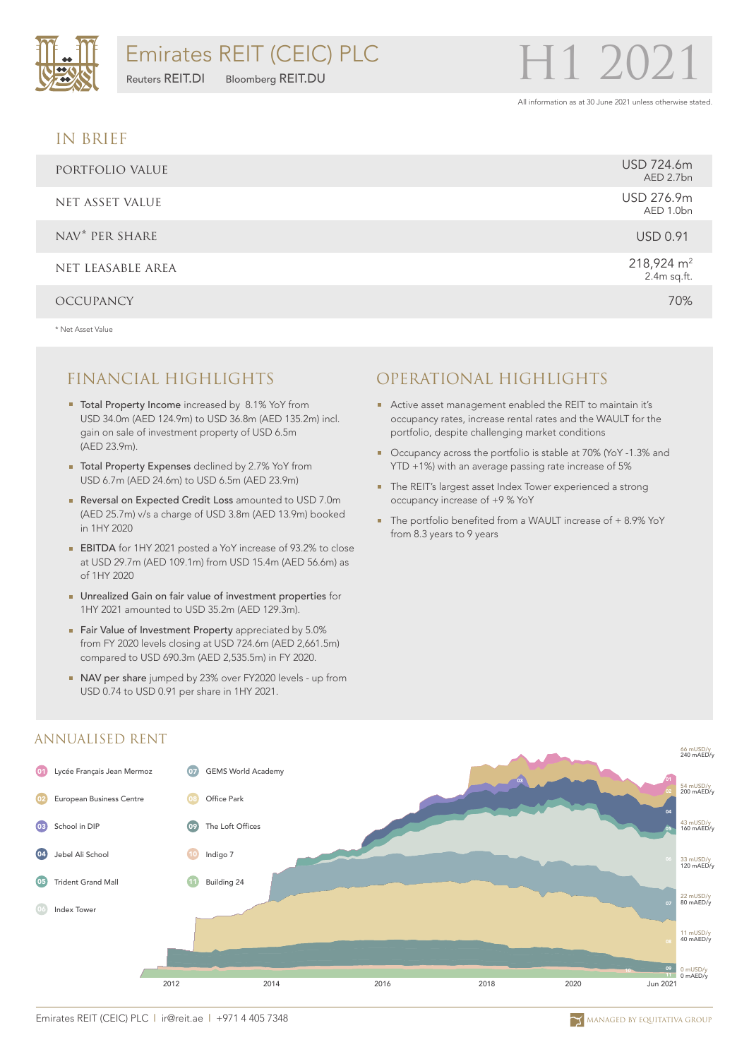# Emirates REIT (CEIC) PLC

Reuters REIT.DI Bloomberg REIT.DU

# H1 2021

All information as at 30 June 2021 unless otherwise stated.

## IN BRIEF

| | |
|---|---|
| PORTFOLIO VALUE | USD 724.6m<br>AED 2.7bn |
| NET ASSET VALUE | USD 276.9m<br>AED 1.0bn |
| NAV* PER SHARE | USD 0.91 |
| NET LEASABLE AREA | 218,924 m²<br>2.4m sq.ft. |
| OCCUPANCY | 70% |

* Net Asset Value

## FINANCIAL HIGHLIGHTS

- **Total Property Income** increased by 8.1% YoY from USD 34.0m (AED 124.9m) to USD 36.8m (AED 135.2m) incl. gain on sale of investment property of USD 6.5m (AED 23.9m).
- **Total Property Expenses** declined by 2.7% YoY from USD 6.7m (AED 24.6m) to USD 6.5m (AED 23.9m)
- **Reversal on Expected Credit Loss** amounted to USD 7.0m (AED 25.7m) v/s a charge of USD 3.8m (AED 13.9m) booked in 1HY 2020
- **EBITDA** for 1HY 2021 posted a YoY increase of 93.2% to close at USD 29.7m (AED 109.1m) from USD 15.4m (AED 56.6m) as of 1HY 2020
- **Unrealized Gain on fair value of investment properties** for 1HY 2021 amounted to USD 35.2m (AED 129.3m).
- **Fair Value of Investment Property** appreciated by 5.0% from FY 2020 levels closing at USD 724.6m (AED 2,661.5m) compared to USD 690.3m (AED 2,535.5m) in FY 2020.
- **NAV per share** jumped by 23% over FY2020 levels - up from USD 0.74 to USD 0.91 per share in 1HY 2021.

## OPERATIONAL HIGHLIGHTS

- Active asset management enabled the REIT to maintain it's occupancy rates, increase rental rates and the WAULT for the portfolio, despite challenging market conditions
- Occupancy across the portfolio is stable at 70% (YoY -1.3% and YTD +1%) with an average passing rate increase of 5%
- The REIT's largest asset Index Tower experienced a strong occupancy increase of +9 % YoY
- The portfolio benefited from a WAULT increase of + 8.9% YoY from 8.3 years to 9 years

## ANNUALISED RENT

01 Lycée Français Jean Mermoz
02 European Business Centre
03 School in DIP
04 Jebel Ali School
05 Trident Grand Mall
06 Index Tower
07 GEMS World Academy
08 Office Park
09 The Loft Offices
10 Indigo 7
11 Building 24

66 mUSD/y 240 mAED/y
54 mUSD/y 200 mAED/y
43 mUSD/y 160 mAED/y
33 mUSD/y 120 mAED/y
22 mUSD/y 80 mAED/y
11 mUSD/y 40 mAED/y
0 mUSD/y 0 mAED/y

2012 2014 2016 2018 2020 Jun 2021

Emirates REIT (CEIC) PLC | ir@reit.ae | +971 4 405 7348

MANAGED BY EQUITATIVA GROUP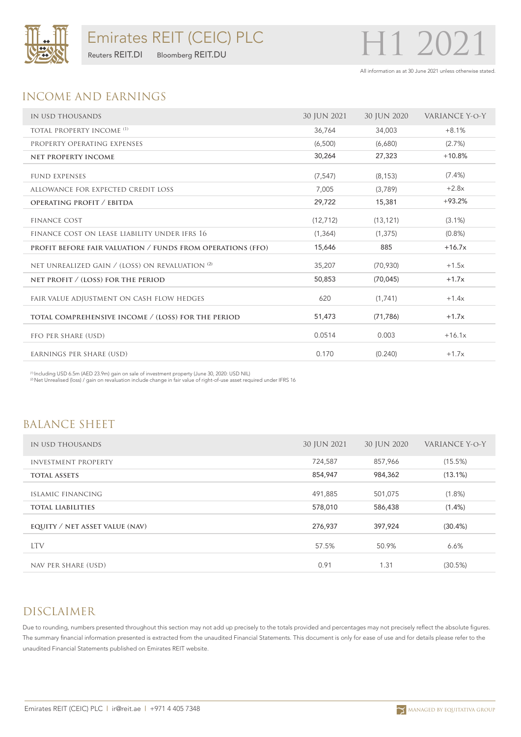# Emirates REIT (CEIC) PLC

Reuters REIT.DI Bloomberg REIT.DU

# H1 2021

All information as at 30 June 2021 unless otherwise stated.

## INCOME AND EARNINGS

| IN USD THOUSANDS | 30 JUN 2021 | 30 JUN 2020 | VARIANCE Y-O-Y |
|---|---|---|---|
| TOTAL PROPERTY INCOME [1] | 36,764 | 34,003 | +8.1% |
| PROPERTY OPERATING EXPENSES | (6,500) | (6,680) | (2.7%) |
| **NET PROPERTY INCOME** | **30,264** | **27,323** | **+10.8%** |
| FUND EXPENSES | (7,547) | (8,153) | (7.4%) |
| ALLOWANCE FOR EXPECTED CREDIT LOSS | 7,005 | (3,789) | +2.8x |
| **OPERATING PROFIT / EBITDA** | **29,722** | **15,381** | **+93.2%** |
| FINANCE COST | (12,712) | (13,121) | (3.1%) |
| FINANCE COST ON LEASE LIABILITY UNDER IFRS 16 | (1,364) | (1,375) | (0.8%) |
| **PROFIT BEFORE FAIR VALUATION / FUNDS FROM OPERATIONS (FFO)** | **15,646** | **885** | **+16.7x** |
| NET UNREALIZED GAIN / (LOSS) ON REVALUATION [2] | 35,207 | (70,930) | +1.5x |
| **NET PROFIT / (LOSS) FOR THE PERIOD** | **50,853** | **(70,045)** | **+1.7x** |
| FAIR VALUE ADJUSTMENT ON CASH FLOW HEDGES | 620 | (1,741) | +1.4x |
| **TOTAL COMPREHENSIVE INCOME / (LOSS) FOR THE PERIOD** | **51,473** | **(71,786)** | **+1.7x** |
| FFO PER SHARE (USD) | 0.0514 | 0.003 | +16.1x |
| EARNINGS PER SHARE (USD) | 0.170 | (0.240) | +1.7x |

[1] Including USD 6.5m (AED 23.9m) gain on sale of investment property (June 30, 2020: USD NIL)
[2] Net Unrealised (loss) / gain on revaluation include change in fair value of right-of-use asset required under IFRS 16

## BALANCE SHEET

| IN USD THOUSANDS | 30 JUN 2021 | 30 JUN 2020 | VARIANCE Y-O-Y |
|---|---|---|---|
| INVESTMENT PROPERTY | 724,587 | 857,966 | (15.5%) |
| **TOTAL ASSETS** | **854,947** | **984,362** | **(13.1%)** |
| ISLAMIC FINANCING | 491,885 | 501,075 | (1.8%) |
| **TOTAL LIABILITIES** | **578,010** | **586,438** | **(1.4%)** |
| **EQUITY / NET ASSET VALUE (NAV)** | **276,937** | **397,924** | **(30.4%)** |
| LTV | 57.5% | 50.9% | 6.6% |
| NAV PER SHARE (USD) | 0.91 | 1.31 | (30.5%) |

## DISCLAIMER

Due to rounding, numbers presented throughout this section may not add up precisely to the totals provided and percentages may not precisely reflect the absolute figures. The summary financial information presented is extracted from the unaudited Financial Statements. This document is only for ease of use and for details please refer to the unaudited Financial Statements published on Emirates REIT website.

Emirates REIT (CEIC) PLC | ir@reit.ae | +971 4 405 7348

MANAGED BY EQUITATIVA GROUP